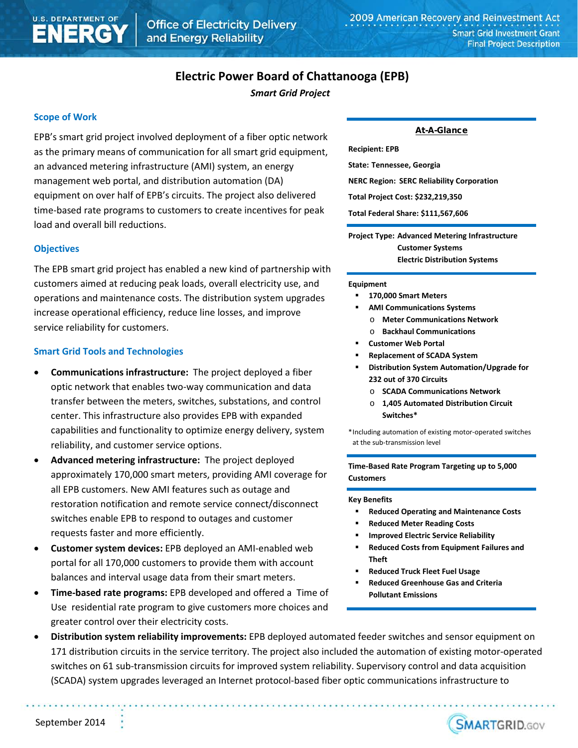# Electric Power Board of Chattanooga (EPB)

*Smart Grid Project*

## Scope of Work

EPB's smart grid project involved deployment of a fiber optic network as the primary means of communication for all smart grid equipment, an advanced metering infrastructure (AMI) system, an energy management web portal, and distribution automation (DA) equipment on over half of EPB's circuits. The project also delivered time-based rate programs to customers to create incentives for peak load and overall bill reductions.

## Objectives

The EPB smart grid project has enabled a new kind of partnership with customers aimed at reducing peak loads, overall electricity use, and operations and maintenance costs. The distribution system upgrades increase operational efficiency, reduce line losses, and improve service reliability for customers.

## Smart Grid Tools and Technologies

- **Communications infrastructure:** The project deployed a fiber optic network that enables two-way communication and data transfer between the meters, switches, substations, and control center. This infrastructure also provides EPB with expanded capabilities and functionality to optimize energy delivery, system reliability, and customer service options.
- **Advanced metering infrastructure:** The project deployed approximately 170,000 smart meters, providing AMI coverage for all EPB customers. New AMI features such as outage and restoration notification and remote service connect/disconnect switches enable EPB to respond to outages and customer requests faster and more efficiently.
- **Customer system devices:** EPB deployed an AMI-enabled web portal for all 170,000 customers to provide them with account balances and interval usage data from their smart meters.
- **Time-based rate programs:** EPB developed and offered a Time of Use residential rate program to give customers more choices and greater control over their electricity costs.
- **Distribution system reliability improvements:** EPB deployed automated feeder switches and sensor equipment on 171 distribution circuits in the service territory. The project also included the automation of existing motor-operated switches on 61 sub-transmission circuits for improved system reliability. Supervisory control and data acquisition (SCADA) system upgrades leveraged an Internet protocol-based fiber optic communications infrastructure to

### At-A-Glance

**Recipient: EPB**

**State: Tennessee, Georgia**

**NERC Region: SERC Reliability Corporation**

**Total Project Cost: $232,219,350**

**Total Federal Share: $111,567,606**

**Project Type: Advanced Metering Infrastructure**
**Customer Systems**
**Electric Distribution Systems**

**Equipment**

- **170,000 Smart Meters**
- **AMI Communications Systems**
  - **Meter Communications Network**
  - **Backhaul Communications**
- **Customer Web Portal**
- **Replacement of SCADA System**
- **Distribution System Automation/Upgrade for 232 out of 370 Circuits**
  - **SCADA Communications Network**
  - **1,405 Automated Distribution Circuit Switches***

*Including automation of existing motor-operated switches at the sub-transmission level

**Time-Based Rate Program Targeting up to 5,000 Customers**

**Key Benefits**

- **Reduced Operating and Maintenance Costs**
- **Reduced Meter Reading Costs**
- **Improved Electric Service Reliability**
- **Reduced Costs from Equipment Failures and Theft**
- **Reduced Truck Fleet Fuel Usage**
- **Reduced Greenhouse Gas and Criteria Pollutant Emissions**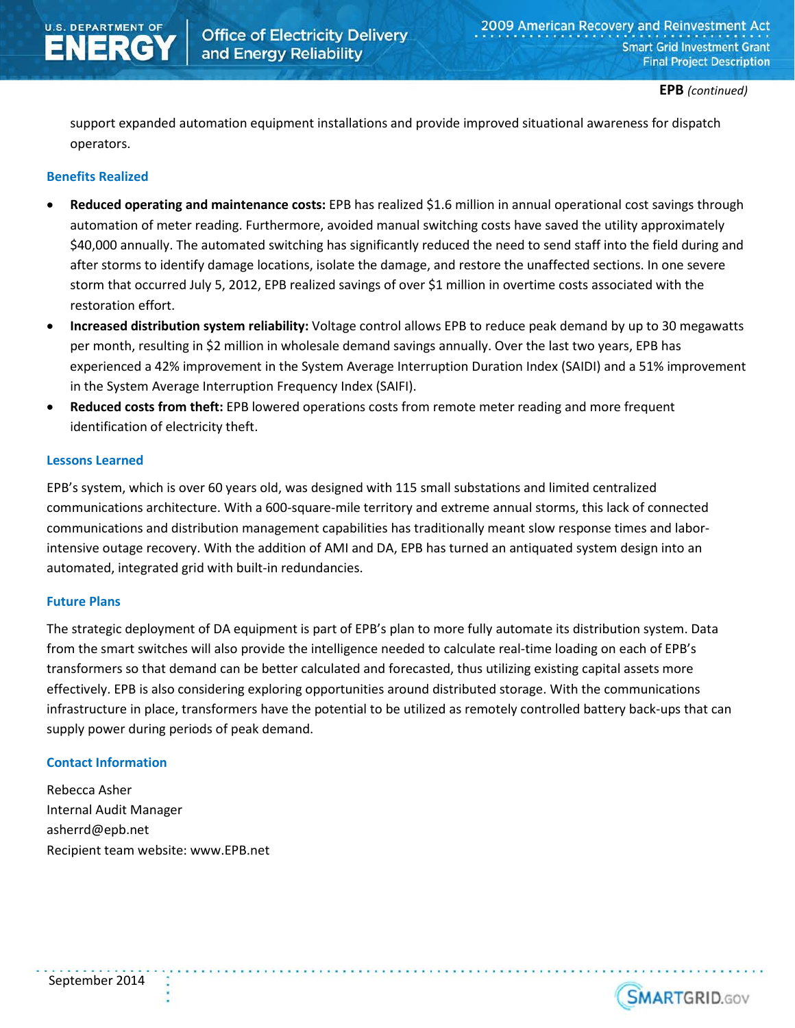support expanded automation equipment installations and provide improved situational awareness for dispatch operators.

## Benefits Realized

- **Reduced operating and maintenance costs:** EPB has realized $1.6 million in annual operational cost savings through automation of meter reading. Furthermore, avoided manual switching costs have saved the utility approximately $40,000 annually. The automated switching has significantly reduced the need to send staff into the field during and after storms to identify damage locations, isolate the damage, and restore the unaffected sections. In one severe storm that occurred July 5, 2012, EPB realized savings of over $1 million in overtime costs associated with the restoration effort.
- **Increased distribution system reliability:** Voltage control allows EPB to reduce peak demand by up to 30 megawatts per month, resulting in $2 million in wholesale demand savings annually. Over the last two years, EPB has experienced a 42% improvement in the System Average Interruption Duration Index (SAIDI) and a 51% improvement in the System Average Interruption Frequency Index (SAIFI).
- **Reduced costs from theft:** EPB lowered operations costs from remote meter reading and more frequent identification of electricity theft.

## Lessons Learned

EPB's system, which is over 60 years old, was designed with 115 small substations and limited centralized communications architecture. With a 600-square-mile territory and extreme annual storms, this lack of connected communications and distribution management capabilities has traditionally meant slow response times and labor-intensive outage recovery. With the addition of AMI and DA, EPB has turned an antiquated system design into an automated, integrated grid with built-in redundancies.

## Future Plans

The strategic deployment of DA equipment is part of EPB's plan to more fully automate its distribution system. Data from the smart switches will also provide the intelligence needed to calculate real-time loading on each of EPB's transformers so that demand can be better calculated and forecasted, thus utilizing existing capital assets more effectively. EPB is also considering exploring opportunities around distributed storage. With the communications infrastructure in place, transformers have the potential to be utilized as remotely controlled battery back-ups that can supply power during periods of peak demand.

## Contact Information

Rebecca Asher
Internal Audit Manager
asherrd@epb.net
Recipient team website: www.EPB.net